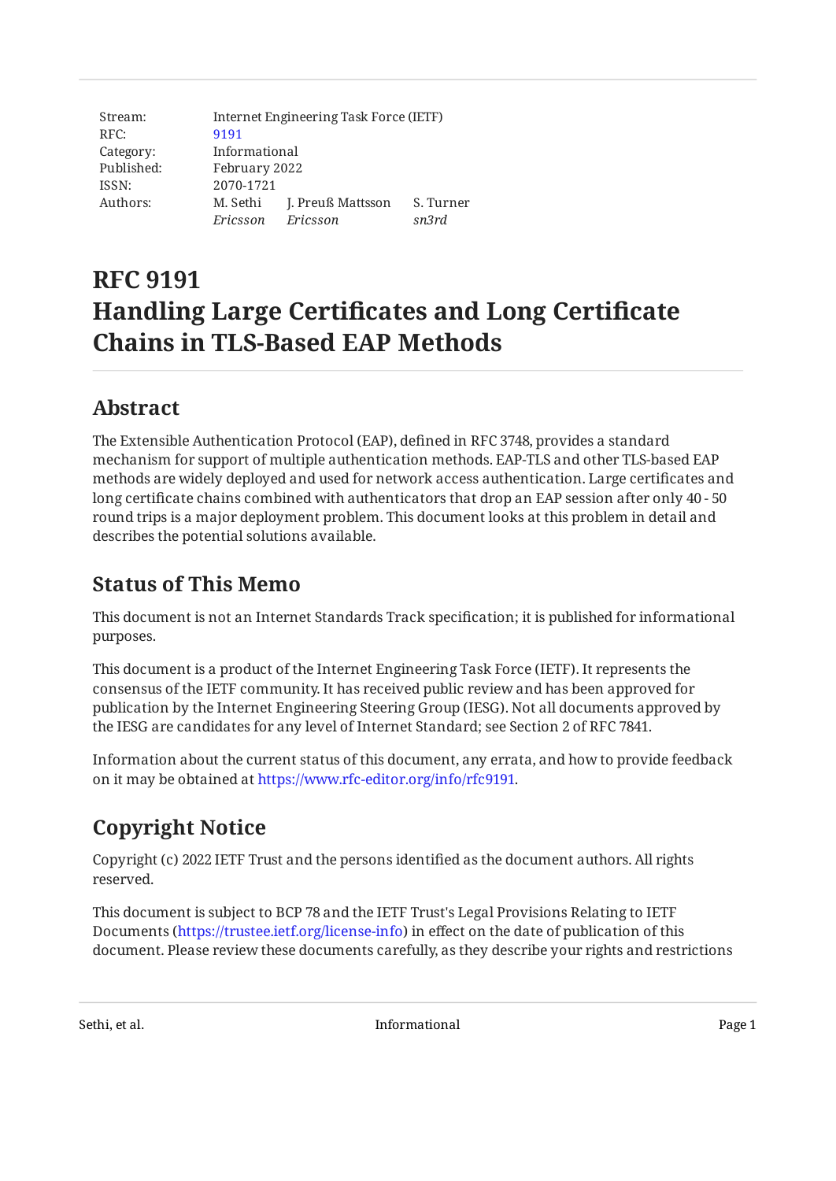| Stream: | Internet Engineering Task Force (IETF) | | |
|---|---|---|---|
| RFC: | 9191 | | |
| Category: | Informational | | |
| Published: | February 2022 | | |
| ISSN: | 2070-1721 | | |
| Authors: | M. Sethi | J. Preuß Mattsson | S. Turner |
| | *Ericsson* | *Ericsson* | *sn3rd* |

# RFC 9191
# Handling Large Certificates and Long Certificate Chains in TLS-Based EAP Methods

## Abstract

The Extensible Authentication Protocol (EAP), defined in RFC 3748, provides a standard mechanism for support of multiple authentication methods. EAP-TLS and other TLS-based EAP methods are widely deployed and used for network access authentication. Large certificates and long certificate chains combined with authenticators that drop an EAP session after only 40 - 50 round trips is a major deployment problem. This document looks at this problem in detail and describes the potential solutions available.

## Status of This Memo

This document is not an Internet Standards Track specification; it is published for informational purposes.

This document is a product of the Internet Engineering Task Force (IETF). It represents the consensus of the IETF community. It has received public review and has been approved for publication by the Internet Engineering Steering Group (IESG). Not all documents approved by the IESG are candidates for any level of Internet Standard; see Section 2 of RFC 7841.

Information about the current status of this document, any errata, and how to provide feedback on it may be obtained at https://www.rfc-editor.org/info/rfc9191.

## Copyright Notice

Copyright (c) 2022 IETF Trust and the persons identified as the document authors. All rights reserved.

This document is subject to BCP 78 and the IETF Trust's Legal Provisions Relating to IETF Documents (https://trustee.ietf.org/license-info) in effect on the date of publication of this document. Please review these documents carefully, as they describe your rights and restrictions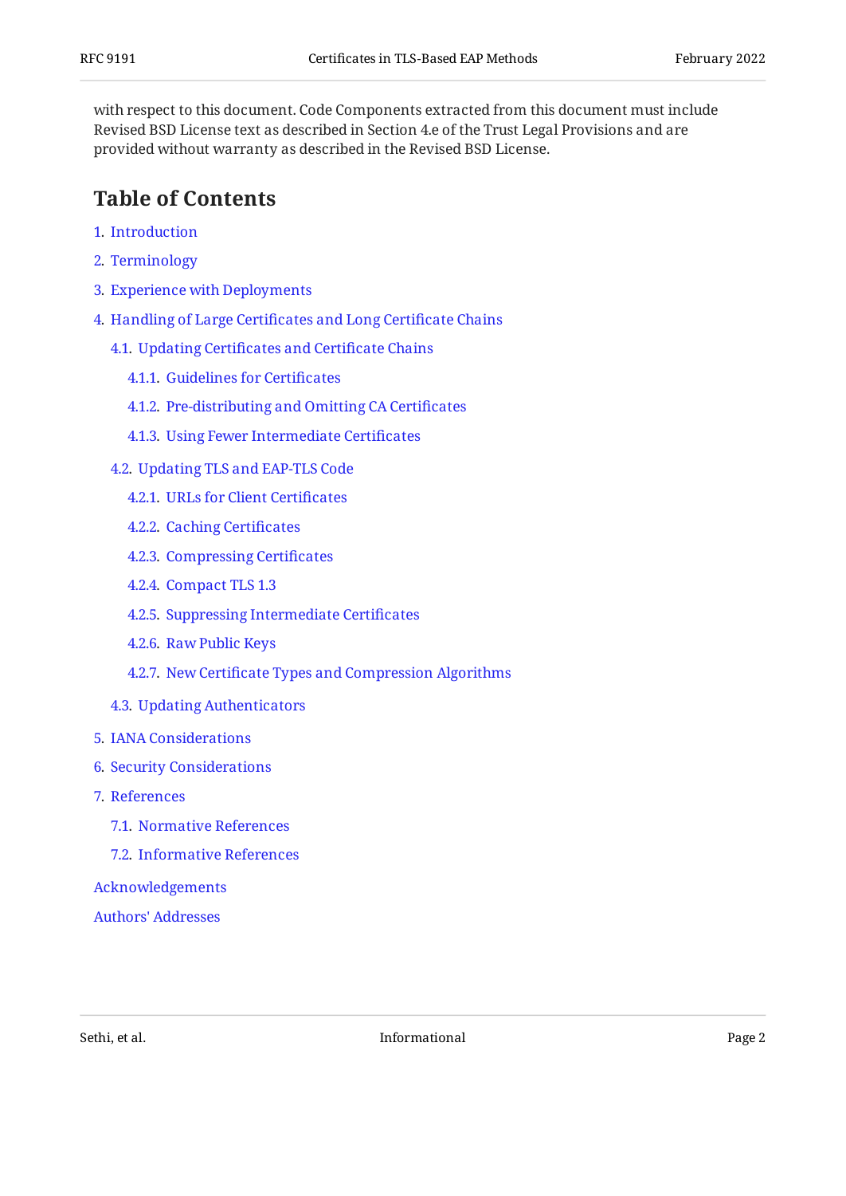with respect to this document. Code Components extracted from this document must include Revised BSD License text as described in Section 4.e of the Trust Legal Provisions and are provided without warranty as described in the Revised BSD License.

## Table of Contents

1. Introduction
2. Terminology
3. Experience with Deployments
4. Handling of Large Certificates and Long Certificate Chains
   - 4.1. Updating Certificates and Certificate Chains
     - 4.1.1. Guidelines for Certificates
     - 4.1.2. Pre-distributing and Omitting CA Certificates
     - 4.1.3. Using Fewer Intermediate Certificates
   - 4.2. Updating TLS and EAP-TLS Code
     - 4.2.1. URLs for Client Certificates
     - 4.2.2. Caching Certificates
     - 4.2.3. Compressing Certificates
     - 4.2.4. Compact TLS 1.3
     - 4.2.5. Suppressing Intermediate Certificates
     - 4.2.6. Raw Public Keys
     - 4.2.7. New Certificate Types and Compression Algorithms
   - 4.3. Updating Authenticators
5. IANA Considerations
6. Security Considerations
7. References
   - 7.1. Normative References
   - 7.2. Informative References

Acknowledgements

Authors' Addresses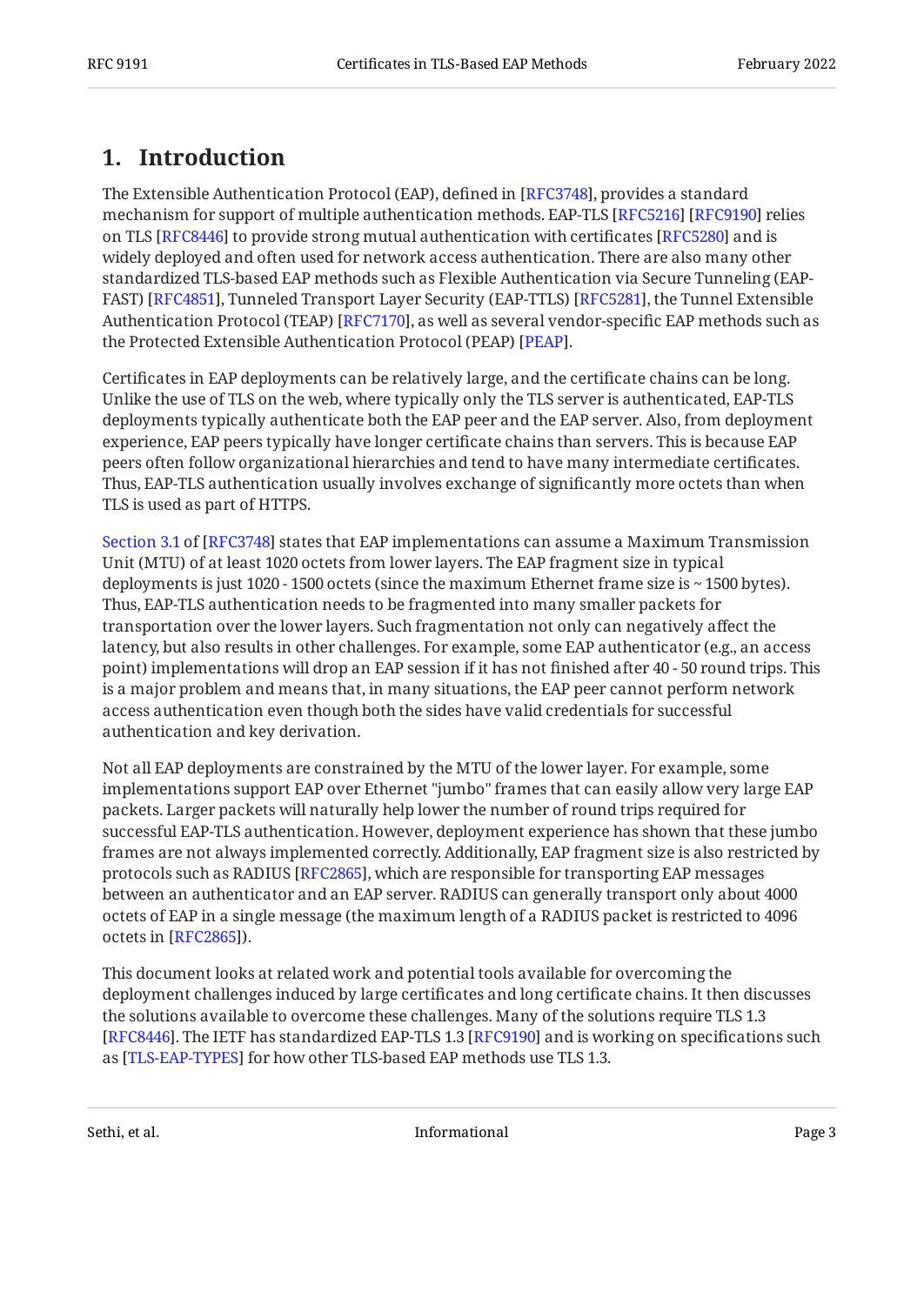# 1. Introduction

The Extensible Authentication Protocol (EAP), defined in [RFC3748], provides a standard mechanism for support of multiple authentication methods. EAP-TLS [RFC5216] [RFC9190] relies on TLS [RFC8446] to provide strong mutual authentication with certificates [RFC5280] and is widely deployed and often used for network access authentication. There are also many other standardized TLS-based EAP methods such as Flexible Authentication via Secure Tunneling (EAP-FAST) [RFC4851], Tunneled Transport Layer Security (EAP-TTLS) [RFC5281], the Tunnel Extensible Authentication Protocol (TEAP) [RFC7170], as well as several vendor-specific EAP methods such as the Protected Extensible Authentication Protocol (PEAP) [PEAP].

Certificates in EAP deployments can be relatively large, and the certificate chains can be long. Unlike the use of TLS on the web, where typically only the TLS server is authenticated, EAP-TLS deployments typically authenticate both the EAP peer and the EAP server. Also, from deployment experience, EAP peers typically have longer certificate chains than servers. This is because EAP peers often follow organizational hierarchies and tend to have many intermediate certificates. Thus, EAP-TLS authentication usually involves exchange of significantly more octets than when TLS is used as part of HTTPS.

Section 3.1 of [RFC3748] states that EAP implementations can assume a Maximum Transmission Unit (MTU) of at least 1020 octets from lower layers. The EAP fragment size in typical deployments is just 1020 - 1500 octets (since the maximum Ethernet frame size is ~ 1500 bytes). Thus, EAP-TLS authentication needs to be fragmented into many smaller packets for transportation over the lower layers. Such fragmentation not only can negatively affect the latency, but also results in other challenges. For example, some EAP authenticator (e.g., an access point) implementations will drop an EAP session if it has not finished after 40 - 50 round trips. This is a major problem and means that, in many situations, the EAP peer cannot perform network access authentication even though both the sides have valid credentials for successful authentication and key derivation.

Not all EAP deployments are constrained by the MTU of the lower layer. For example, some implementations support EAP over Ethernet "jumbo" frames that can easily allow very large EAP packets. Larger packets will naturally help lower the number of round trips required for successful EAP-TLS authentication. However, deployment experience has shown that these jumbo frames are not always implemented correctly. Additionally, EAP fragment size is also restricted by protocols such as RADIUS [RFC2865], which are responsible for transporting EAP messages between an authenticator and an EAP server. RADIUS can generally transport only about 4000 octets of EAP in a single message (the maximum length of a RADIUS packet is restricted to 4096 octets in [RFC2865]).

This document looks at related work and potential tools available for overcoming the deployment challenges induced by large certificates and long certificate chains. It then discusses the solutions available to overcome these challenges. Many of the solutions require TLS 1.3 [RFC8446]. The IETF has standardized EAP-TLS 1.3 [RFC9190] and is working on specifications such as [TLS-EAP-TYPES] for how other TLS-based EAP methods use TLS 1.3.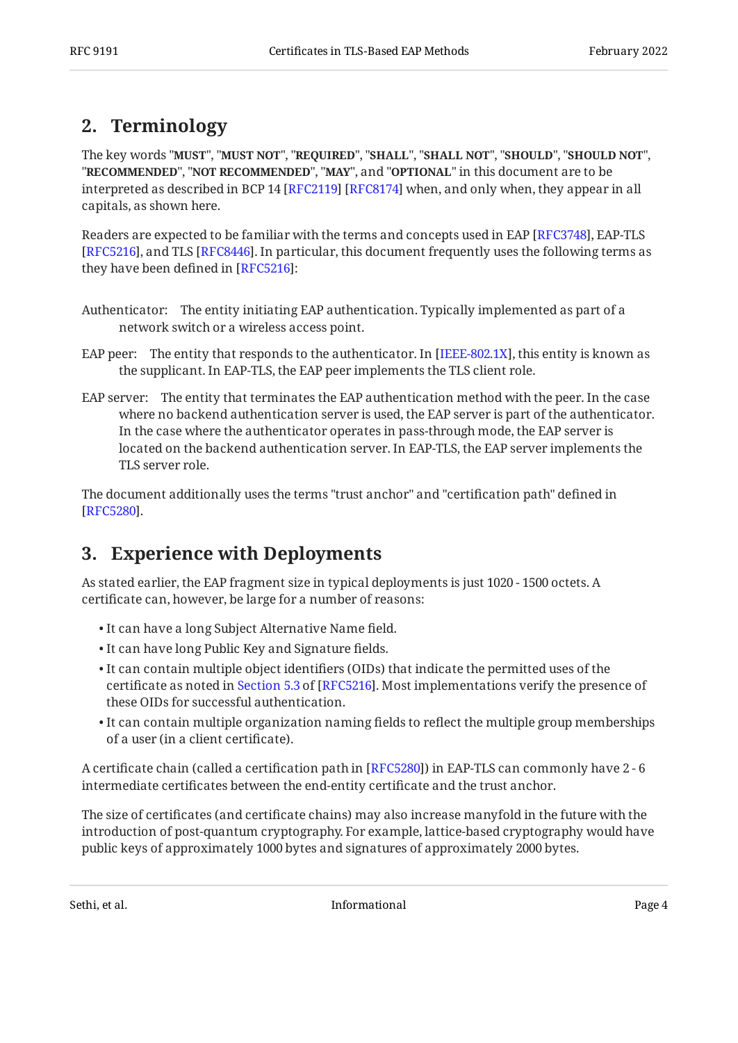## 2. Terminology

The key words "**MUST**", "**MUST NOT**", "**REQUIRED**", "**SHALL**", "**SHALL NOT**", "**SHOULD**", "**SHOULD NOT**", "**RECOMMENDED**", "**NOT RECOMMENDED**", "**MAY**", and "**OPTIONAL**" in this document are to be interpreted as described in BCP 14 [RFC2119] [RFC8174] when, and only when, they appear in all capitals, as shown here.

Readers are expected to be familiar with the terms and concepts used in EAP [RFC3748], EAP-TLS [RFC5216], and TLS [RFC8446]. In particular, this document frequently uses the following terms as they have been defined in [RFC5216]:

Authenticator: The entity initiating EAP authentication. Typically implemented as part of a network switch or a wireless access point.

EAP peer: The entity that responds to the authenticator. In [IEEE-802.1X], this entity is known as the supplicant. In EAP-TLS, the EAP peer implements the TLS client role.

EAP server: The entity that terminates the EAP authentication method with the peer. In the case where no backend authentication server is used, the EAP server is part of the authenticator. In the case where the authenticator operates in pass-through mode, the EAP server is located on the backend authentication server. In EAP-TLS, the EAP server implements the TLS server role.

The document additionally uses the terms "trust anchor" and "certification path" defined in [RFC5280].

## 3. Experience with Deployments

As stated earlier, the EAP fragment size in typical deployments is just 1020 - 1500 octets. A certificate can, however, be large for a number of reasons:

- It can have a long Subject Alternative Name field.
- It can have long Public Key and Signature fields.
- It can contain multiple object identifiers (OIDs) that indicate the permitted uses of the certificate as noted in Section 5.3 of [RFC5216]. Most implementations verify the presence of these OIDs for successful authentication.
- It can contain multiple organization naming fields to reflect the multiple group memberships of a user (in a client certificate).

A certificate chain (called a certification path in [RFC5280]) in EAP-TLS can commonly have 2 - 6 intermediate certificates between the end-entity certificate and the trust anchor.

The size of certificates (and certificate chains) may also increase manyfold in the future with the introduction of post-quantum cryptography. For example, lattice-based cryptography would have public keys of approximately 1000 bytes and signatures of approximately 2000 bytes.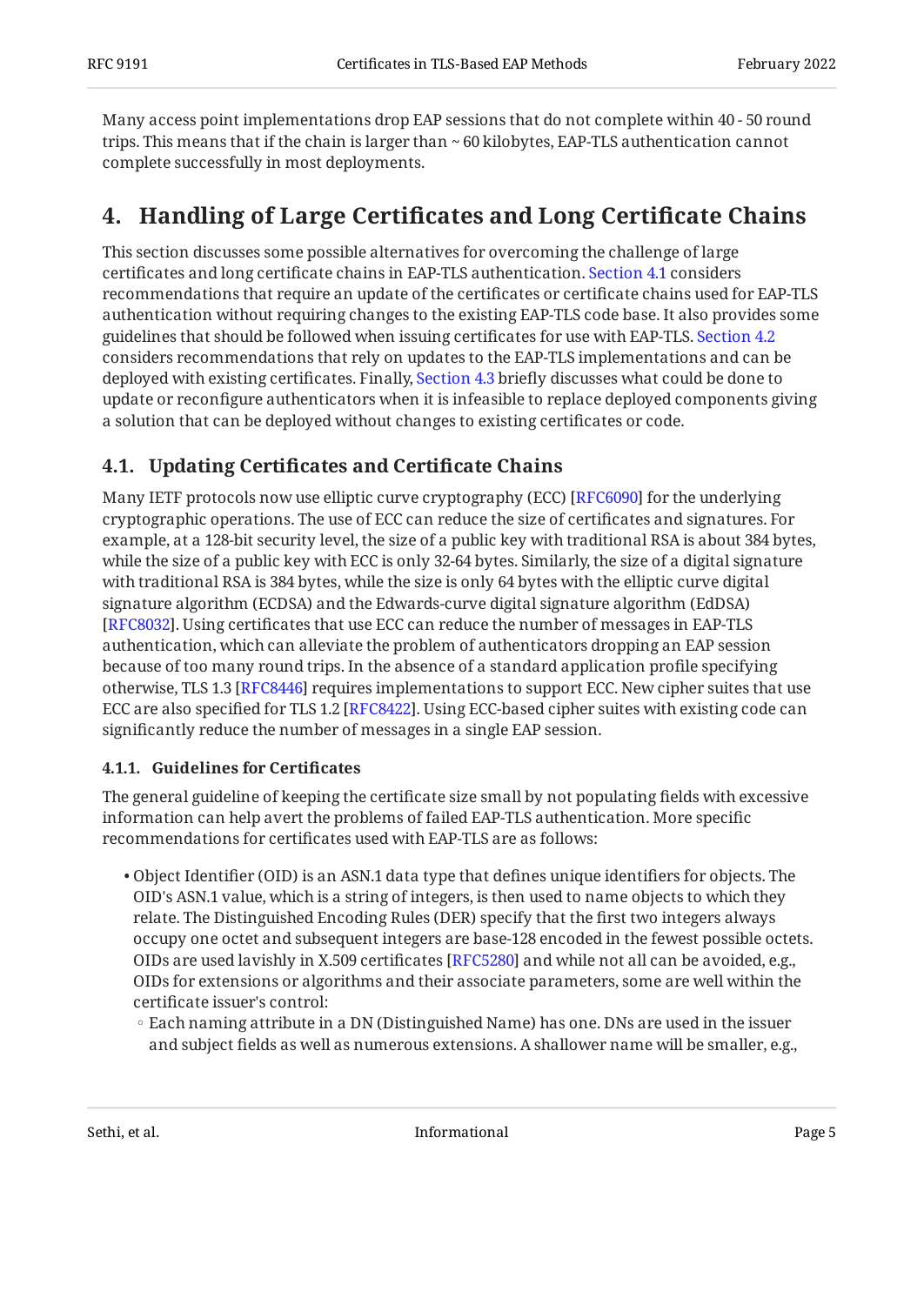Many access point implementations drop EAP sessions that do not complete within 40 - 50 round trips. This means that if the chain is larger than ~ 60 kilobytes, EAP-TLS authentication cannot complete successfully in most deployments.

# 4. Handling of Large Certificates and Long Certificate Chains

This section discusses some possible alternatives for overcoming the challenge of large certificates and long certificate chains in EAP-TLS authentication. Section 4.1 considers recommendations that require an update of the certificates or certificate chains used for EAP-TLS authentication without requiring changes to the existing EAP-TLS code base. It also provides some guidelines that should be followed when issuing certificates for use with EAP-TLS. Section 4.2 considers recommendations that rely on updates to the EAP-TLS implementations and can be deployed with existing certificates. Finally, Section 4.3 briefly discusses what could be done to update or reconfigure authenticators when it is infeasible to replace deployed components giving a solution that can be deployed without changes to existing certificates or code.

## 4.1. Updating Certificates and Certificate Chains

Many IETF protocols now use elliptic curve cryptography (ECC) [RFC6090] for the underlying cryptographic operations. The use of ECC can reduce the size of certificates and signatures. For example, at a 128-bit security level, the size of a public key with traditional RSA is about 384 bytes, while the size of a public key with ECC is only 32-64 bytes. Similarly, the size of a digital signature with traditional RSA is 384 bytes, while the size is only 64 bytes with the elliptic curve digital signature algorithm (ECDSA) and the Edwards-curve digital signature algorithm (EdDSA) [RFC8032]. Using certificates that use ECC can reduce the number of messages in EAP-TLS authentication, which can alleviate the problem of authenticators dropping an EAP session because of too many round trips. In the absence of a standard application profile specifying otherwise, TLS 1.3 [RFC8446] requires implementations to support ECC. New cipher suites that use ECC are also specified for TLS 1.2 [RFC8422]. Using ECC-based cipher suites with existing code can significantly reduce the number of messages in a single EAP session.

### 4.1.1. Guidelines for Certificates

The general guideline of keeping the certificate size small by not populating fields with excessive information can help avert the problems of failed EAP-TLS authentication. More specific recommendations for certificates used with EAP-TLS are as follows:

- Object Identifier (OID) is an ASN.1 data type that defines unique identifiers for objects. The OID's ASN.1 value, which is a string of integers, is then used to name objects to which they relate. The Distinguished Encoding Rules (DER) specify that the first two integers always occupy one octet and subsequent integers are base-128 encoded in the fewest possible octets. OIDs are used lavishly in X.509 certificates [RFC5280] and while not all can be avoided, e.g., OIDs for extensions or algorithms and their associate parameters, some are well within the certificate issuer's control:
    - Each naming attribute in a DN (Distinguished Name) has one. DNs are used in the issuer and subject fields as well as numerous extensions. A shallower name will be smaller, e.g.,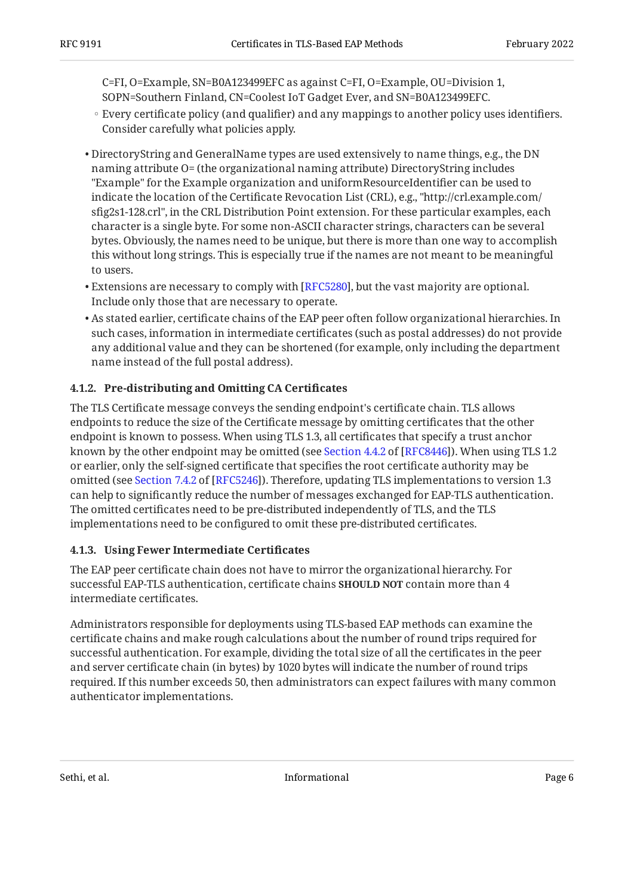C=FI, O=Example, SN=B0A123499EFC as against C=FI, O=Example, OU=Division 1, SOPN=Southern Finland, CN=Coolest IoT Gadget Ever, and SN=B0A123499EFC.

  - Every certificate policy (and qualifier) and any mappings to another policy uses identifiers. Consider carefully what policies apply.

- DirectoryString and GeneralName types are used extensively to name things, e.g., the DN naming attribute O= (the organizational naming attribute) DirectoryString includes "Example" for the Example organization and uniformResourceIdentifier can be used to indicate the location of the Certificate Revocation List (CRL), e.g., "http://crl.example.com/sfig2s1-128.crl", in the CRL Distribution Point extension. For these particular examples, each character is a single byte. For some non-ASCII character strings, characters can be several bytes. Obviously, the names need to be unique, but there is more than one way to accomplish this without long strings. This is especially true if the names are not meant to be meaningful to users.
- Extensions are necessary to comply with [RFC5280], but the vast majority are optional. Include only those that are necessary to operate.
- As stated earlier, certificate chains of the EAP peer often follow organizational hierarchies. In such cases, information in intermediate certificates (such as postal addresses) do not provide any additional value and they can be shortened (for example, only including the department name instead of the full postal address).

#### 4.1.2. Pre-distributing and Omitting CA Certificates

The TLS Certificate message conveys the sending endpoint's certificate chain. TLS allows endpoints to reduce the size of the Certificate message by omitting certificates that the other endpoint is known to possess. When using TLS 1.3, all certificates that specify a trust anchor known by the other endpoint may be omitted (see Section 4.4.2 of [RFC8446]). When using TLS 1.2 or earlier, only the self-signed certificate that specifies the root certificate authority may be omitted (see Section 7.4.2 of [RFC5246]). Therefore, updating TLS implementations to version 1.3 can help to significantly reduce the number of messages exchanged for EAP-TLS authentication. The omitted certificates need to be pre-distributed independently of TLS, and the TLS implementations need to be configured to omit these pre-distributed certificates.

#### 4.1.3. Using Fewer Intermediate Certificates

The EAP peer certificate chain does not have to mirror the organizational hierarchy. For successful EAP-TLS authentication, certificate chains **SHOULD NOT** contain more than 4 intermediate certificates.

Administrators responsible for deployments using TLS-based EAP methods can examine the certificate chains and make rough calculations about the number of round trips required for successful authentication. For example, dividing the total size of all the certificates in the peer and server certificate chain (in bytes) by 1020 bytes will indicate the number of round trips required. If this number exceeds 50, then administrators can expect failures with many common authenticator implementations.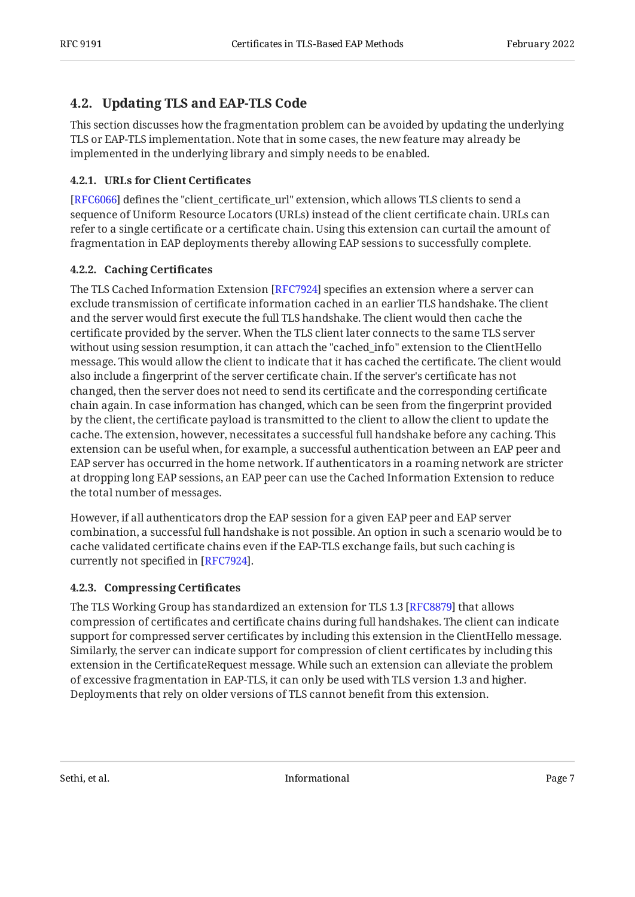### 4.2. Updating TLS and EAP-TLS Code

This section discusses how the fragmentation problem can be avoided by updating the underlying TLS or EAP-TLS implementation. Note that in some cases, the new feature may already be implemented in the underlying library and simply needs to be enabled.

#### 4.2.1. URLs for Client Certificates

[RFC6066] defines the "client_certificate_url" extension, which allows TLS clients to send a sequence of Uniform Resource Locators (URLs) instead of the client certificate chain. URLs can refer to a single certificate or a certificate chain. Using this extension can curtail the amount of fragmentation in EAP deployments thereby allowing EAP sessions to successfully complete.

#### 4.2.2. Caching Certificates

The TLS Cached Information Extension [RFC7924] specifies an extension where a server can exclude transmission of certificate information cached in an earlier TLS handshake. The client and the server would first execute the full TLS handshake. The client would then cache the certificate provided by the server. When the TLS client later connects to the same TLS server without using session resumption, it can attach the "cached_info" extension to the ClientHello message. This would allow the client to indicate that it has cached the certificate. The client would also include a fingerprint of the server certificate chain. If the server's certificate has not changed, then the server does not need to send its certificate and the corresponding certificate chain again. In case information has changed, which can be seen from the fingerprint provided by the client, the certificate payload is transmitted to the client to allow the client to update the cache. The extension, however, necessitates a successful full handshake before any caching. This extension can be useful when, for example, a successful authentication between an EAP peer and EAP server has occurred in the home network. If authenticators in a roaming network are stricter at dropping long EAP sessions, an EAP peer can use the Cached Information Extension to reduce the total number of messages.

However, if all authenticators drop the EAP session for a given EAP peer and EAP server combination, a successful full handshake is not possible. An option in such a scenario would be to cache validated certificate chains even if the EAP-TLS exchange fails, but such caching is currently not specified in [RFC7924].

#### 4.2.3. Compressing Certificates

The TLS Working Group has standardized an extension for TLS 1.3 [RFC8879] that allows compression of certificates and certificate chains during full handshakes. The client can indicate support for compressed server certificates by including this extension in the ClientHello message. Similarly, the server can indicate support for compression of client certificates by including this extension in the CertificateRequest message. While such an extension can alleviate the problem of excessive fragmentation in EAP-TLS, it can only be used with TLS version 1.3 and higher. Deployments that rely on older versions of TLS cannot benefit from this extension.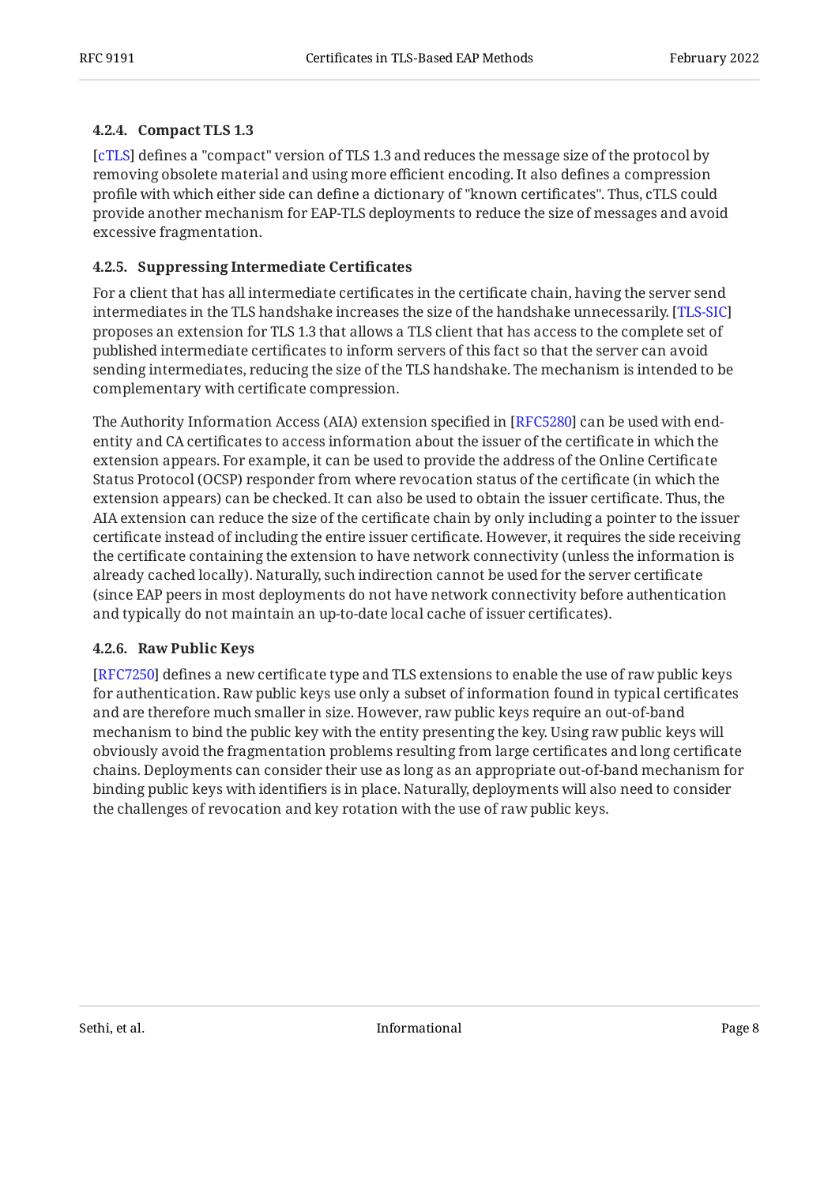#### 4.2.4. Compact TLS 1.3

[cTLS] defines a "compact" version of TLS 1.3 and reduces the message size of the protocol by removing obsolete material and using more efficient encoding. It also defines a compression profile with which either side can define a dictionary of "known certificates". Thus, cTLS could provide another mechanism for EAP-TLS deployments to reduce the size of messages and avoid excessive fragmentation.

#### 4.2.5. Suppressing Intermediate Certificates

For a client that has all intermediate certificates in the certificate chain, having the server send intermediates in the TLS handshake increases the size of the handshake unnecessarily. [TLS-SIC] proposes an extension for TLS 1.3 that allows a TLS client that has access to the complete set of published intermediate certificates to inform servers of this fact so that the server can avoid sending intermediates, reducing the size of the TLS handshake. The mechanism is intended to be complementary with certificate compression.

The Authority Information Access (AIA) extension specified in [RFC5280] can be used with end-entity and CA certificates to access information about the issuer of the certificate in which the extension appears. For example, it can be used to provide the address of the Online Certificate Status Protocol (OCSP) responder from where revocation status of the certificate (in which the extension appears) can be checked. It can also be used to obtain the issuer certificate. Thus, the AIA extension can reduce the size of the certificate chain by only including a pointer to the issuer certificate instead of including the entire issuer certificate. However, it requires the side receiving the certificate containing the extension to have network connectivity (unless the information is already cached locally). Naturally, such indirection cannot be used for the server certificate (since EAP peers in most deployments do not have network connectivity before authentication and typically do not maintain an up-to-date local cache of issuer certificates).

#### 4.2.6. Raw Public Keys

[RFC7250] defines a new certificate type and TLS extensions to enable the use of raw public keys for authentication. Raw public keys use only a subset of information found in typical certificates and are therefore much smaller in size. However, raw public keys require an out-of-band mechanism to bind the public key with the entity presenting the key. Using raw public keys will obviously avoid the fragmentation problems resulting from large certificates and long certificate chains. Deployments can consider their use as long as an appropriate out-of-band mechanism for binding public keys with identifiers is in place. Naturally, deployments will also need to consider the challenges of revocation and key rotation with the use of raw public keys.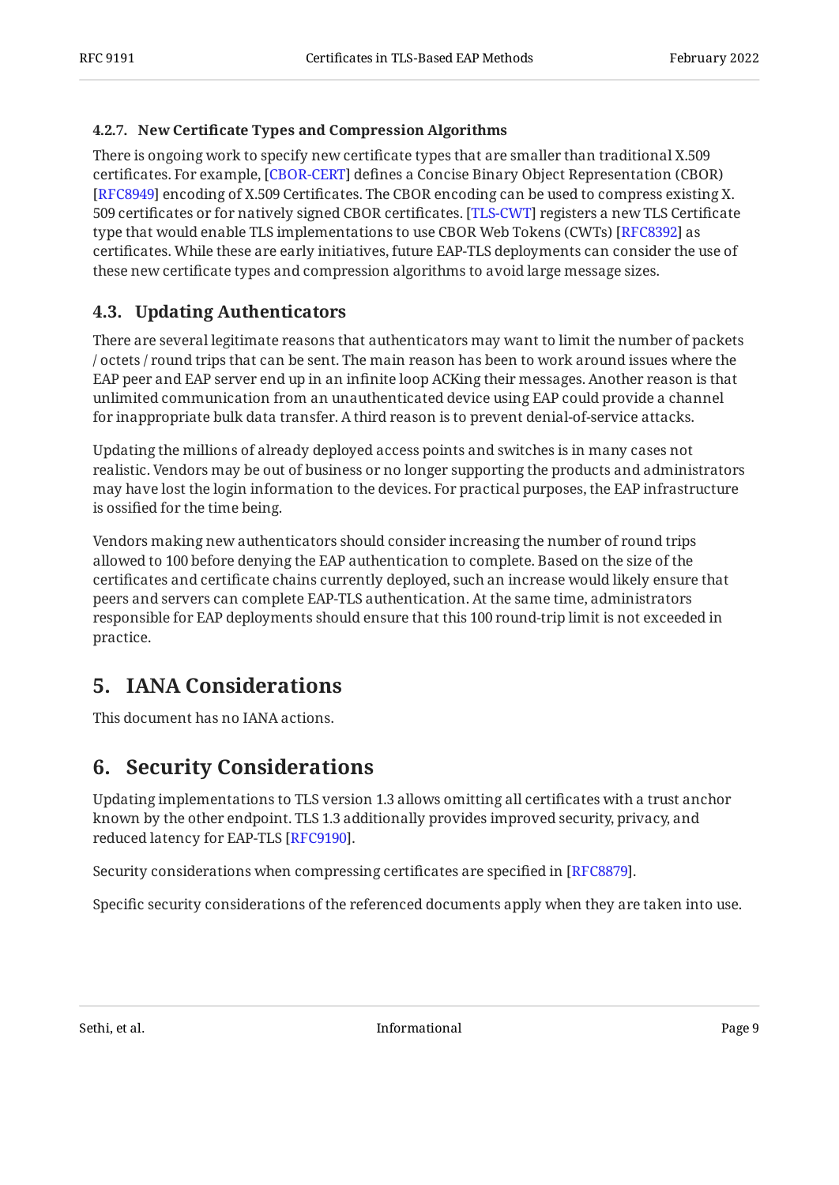#### 4.2.7. New Certificate Types and Compression Algorithms

There is ongoing work to specify new certificate types that are smaller than traditional X.509 certificates. For example, [CBOR-CERT] defines a Concise Binary Object Representation (CBOR) [RFC8949] encoding of X.509 Certificates. The CBOR encoding can be used to compress existing X.509 certificates or for natively signed CBOR certificates. [TLS-CWT] registers a new TLS Certificate type that would enable TLS implementations to use CBOR Web Tokens (CWTs) [RFC8392] as certificates. While these are early initiatives, future EAP-TLS deployments can consider the use of these new certificate types and compression algorithms to avoid large message sizes.

### 4.3. Updating Authenticators

There are several legitimate reasons that authenticators may want to limit the number of packets / octets / round trips that can be sent. The main reason has been to work around issues where the EAP peer and EAP server end up in an infinite loop ACKing their messages. Another reason is that unlimited communication from an unauthenticated device using EAP could provide a channel for inappropriate bulk data transfer. A third reason is to prevent denial-of-service attacks.

Updating the millions of already deployed access points and switches is in many cases not realistic. Vendors may be out of business or no longer supporting the products and administrators may have lost the login information to the devices. For practical purposes, the EAP infrastructure is ossified for the time being.

Vendors making new authenticators should consider increasing the number of round trips allowed to 100 before denying the EAP authentication to complete. Based on the size of the certificates and certificate chains currently deployed, such an increase would likely ensure that peers and servers can complete EAP-TLS authentication. At the same time, administrators responsible for EAP deployments should ensure that this 100 round-trip limit is not exceeded in practice.

## 5. IANA Considerations

This document has no IANA actions.

## 6. Security Considerations

Updating implementations to TLS version 1.3 allows omitting all certificates with a trust anchor known by the other endpoint. TLS 1.3 additionally provides improved security, privacy, and reduced latency for EAP-TLS [RFC9190].

Security considerations when compressing certificates are specified in [RFC8879].

Specific security considerations of the referenced documents apply when they are taken into use.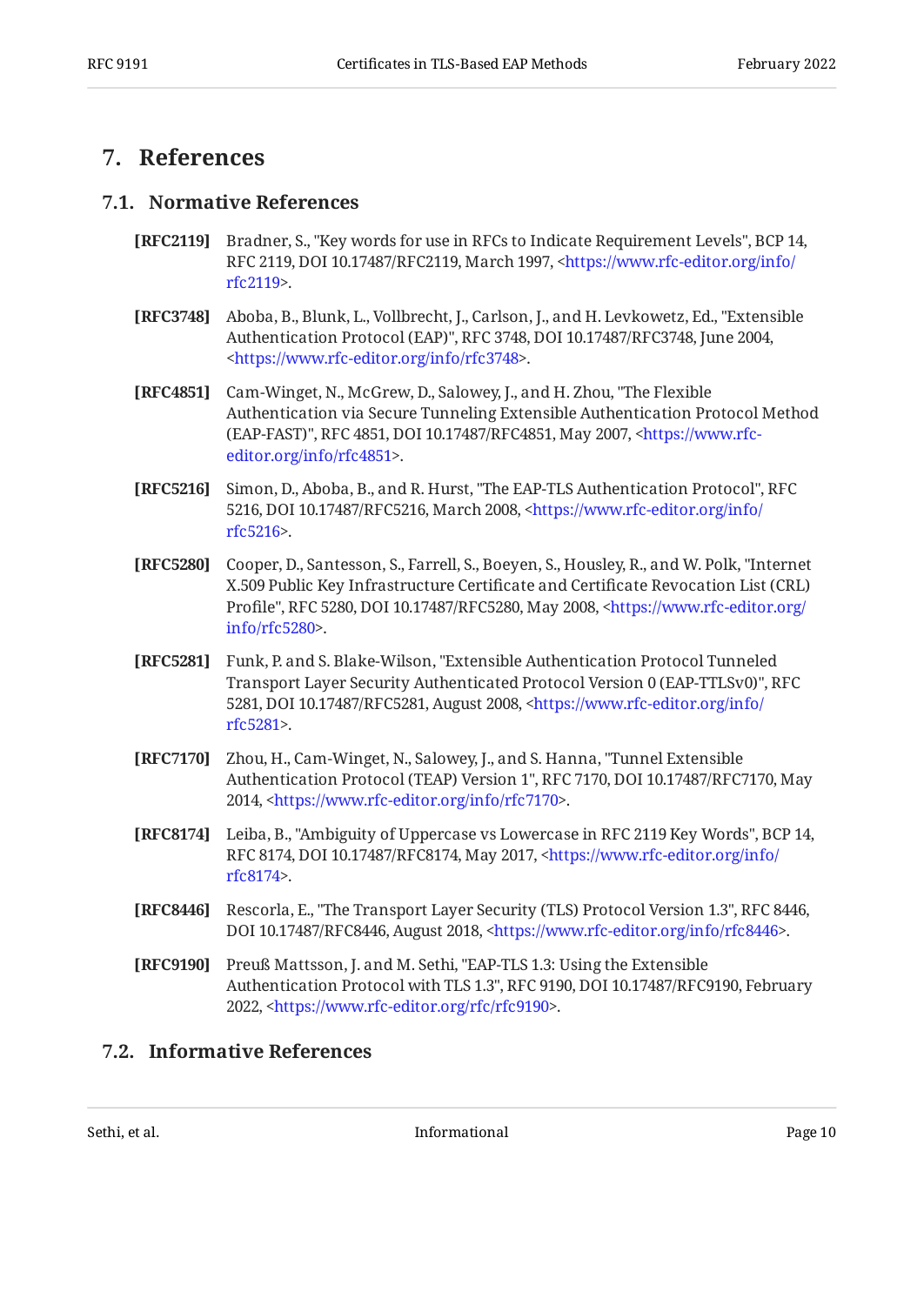# 7. References

## 7.1. Normative References

**[RFC2119]** Bradner, S., "Key words for use in RFCs to Indicate Requirement Levels", BCP 14, RFC 2119, DOI 10.17487/RFC2119, March 1997, <https://www.rfc-editor.org/info/rfc2119>.

**[RFC3748]** Aboba, B., Blunk, L., Vollbrecht, J., Carlson, J., and H. Levkowetz, Ed., "Extensible Authentication Protocol (EAP)", RFC 3748, DOI 10.17487/RFC3748, June 2004, <https://www.rfc-editor.org/info/rfc3748>.

**[RFC4851]** Cam-Winget, N., McGrew, D., Salowey, J., and H. Zhou, "The Flexible Authentication via Secure Tunneling Extensible Authentication Protocol Method (EAP-FAST)", RFC 4851, DOI 10.17487/RFC4851, May 2007, <https://www.rfc-editor.org/info/rfc4851>.

**[RFC5216]** Simon, D., Aboba, B., and R. Hurst, "The EAP-TLS Authentication Protocol", RFC 5216, DOI 10.17487/RFC5216, March 2008, <https://www.rfc-editor.org/info/rfc5216>.

**[RFC5280]** Cooper, D., Santesson, S., Farrell, S., Boeyen, S., Housley, R., and W. Polk, "Internet X.509 Public Key Infrastructure Certificate and Certificate Revocation List (CRL) Profile", RFC 5280, DOI 10.17487/RFC5280, May 2008, <https://www.rfc-editor.org/info/rfc5280>.

**[RFC5281]** Funk, P. and S. Blake-Wilson, "Extensible Authentication Protocol Tunneled Transport Layer Security Authenticated Protocol Version 0 (EAP-TTLSv0)", RFC 5281, DOI 10.17487/RFC5281, August 2008, <https://www.rfc-editor.org/info/rfc5281>.

**[RFC7170]** Zhou, H., Cam-Winget, N., Salowey, J., and S. Hanna, "Tunnel Extensible Authentication Protocol (TEAP) Version 1", RFC 7170, DOI 10.17487/RFC7170, May 2014, <https://www.rfc-editor.org/info/rfc7170>.

**[RFC8174]** Leiba, B., "Ambiguity of Uppercase vs Lowercase in RFC 2119 Key Words", BCP 14, RFC 8174, DOI 10.17487/RFC8174, May 2017, <https://www.rfc-editor.org/info/rfc8174>.

**[RFC8446]** Rescorla, E., "The Transport Layer Security (TLS) Protocol Version 1.3", RFC 8446, DOI 10.17487/RFC8446, August 2018, <https://www.rfc-editor.org/info/rfc8446>.

**[RFC9190]** Preuß Mattsson, J. and M. Sethi, "EAP-TLS 1.3: Using the Extensible Authentication Protocol with TLS 1.3", RFC 9190, DOI 10.17487/RFC9190, February 2022, <https://www.rfc-editor.org/rfc/rfc9190>.

## 7.2. Informative References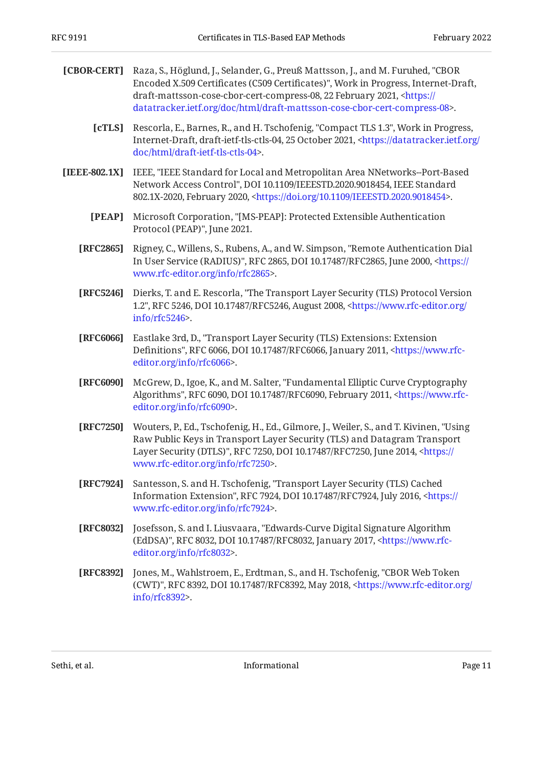**[CBOR-CERT]** Raza, S., Höglund, J., Selander, G., Preuß Mattsson, J., and M. Furuhed, "CBOR Encoded X.509 Certificates (C509 Certificates)", Work in Progress, Internet-Draft, draft-mattsson-cose-cbor-cert-compress-08, 22 February 2021, <https://datatracker.ietf.org/doc/html/draft-mattsson-cose-cbor-cert-compress-08>.

**[cTLS]** Rescorla, E., Barnes, R., and H. Tschofenig, "Compact TLS 1.3", Work in Progress, Internet-Draft, draft-ietf-tls-ctls-04, 25 October 2021, <https://datatracker.ietf.org/doc/html/draft-ietf-tls-ctls-04>.

**[IEEE-802.1X]** IEEE, "IEEE Standard for Local and Metropolitan Area NNetworks--Port-Based Network Access Control", DOI 10.1109/IEEESTD.2020.9018454, IEEE Standard 802.1X-2020, February 2020, <https://doi.org/10.1109/IEEESTD.2020.9018454>.

**[PEAP]** Microsoft Corporation, "[MS-PEAP]: Protected Extensible Authentication Protocol (PEAP)", June 2021.

**[RFC2865]** Rigney, C., Willens, S., Rubens, A., and W. Simpson, "Remote Authentication Dial In User Service (RADIUS)", RFC 2865, DOI 10.17487/RFC2865, June 2000, <https://www.rfc-editor.org/info/rfc2865>.

**[RFC5246]** Dierks, T. and E. Rescorla, "The Transport Layer Security (TLS) Protocol Version 1.2", RFC 5246, DOI 10.17487/RFC5246, August 2008, <https://www.rfc-editor.org/info/rfc5246>.

**[RFC6066]** Eastlake 3rd, D., "Transport Layer Security (TLS) Extensions: Extension Definitions", RFC 6066, DOI 10.17487/RFC6066, January 2011, <https://www.rfc-editor.org/info/rfc6066>.

**[RFC6090]** McGrew, D., Igoe, K., and M. Salter, "Fundamental Elliptic Curve Cryptography Algorithms", RFC 6090, DOI 10.17487/RFC6090, February 2011, <https://www.rfc-editor.org/info/rfc6090>.

**[RFC7250]** Wouters, P., Ed., Tschofenig, H., Ed., Gilmore, J., Weiler, S., and T. Kivinen, "Using Raw Public Keys in Transport Layer Security (TLS) and Datagram Transport Layer Security (DTLS)", RFC 7250, DOI 10.17487/RFC7250, June 2014, <https://www.rfc-editor.org/info/rfc7250>.

**[RFC7924]** Santesson, S. and H. Tschofenig, "Transport Layer Security (TLS) Cached Information Extension", RFC 7924, DOI 10.17487/RFC7924, July 2016, <https://www.rfc-editor.org/info/rfc7924>.

**[RFC8032]** Josefsson, S. and I. Liusvaara, "Edwards-Curve Digital Signature Algorithm (EdDSA)", RFC 8032, DOI 10.17487/RFC8032, January 2017, <https://www.rfc-editor.org/info/rfc8032>.

**[RFC8392]** Jones, M., Wahlstroem, E., Erdtman, S., and H. Tschofenig, "CBOR Web Token (CWT)", RFC 8392, DOI 10.17487/RFC8392, May 2018, <https://www.rfc-editor.org/info/rfc8392>.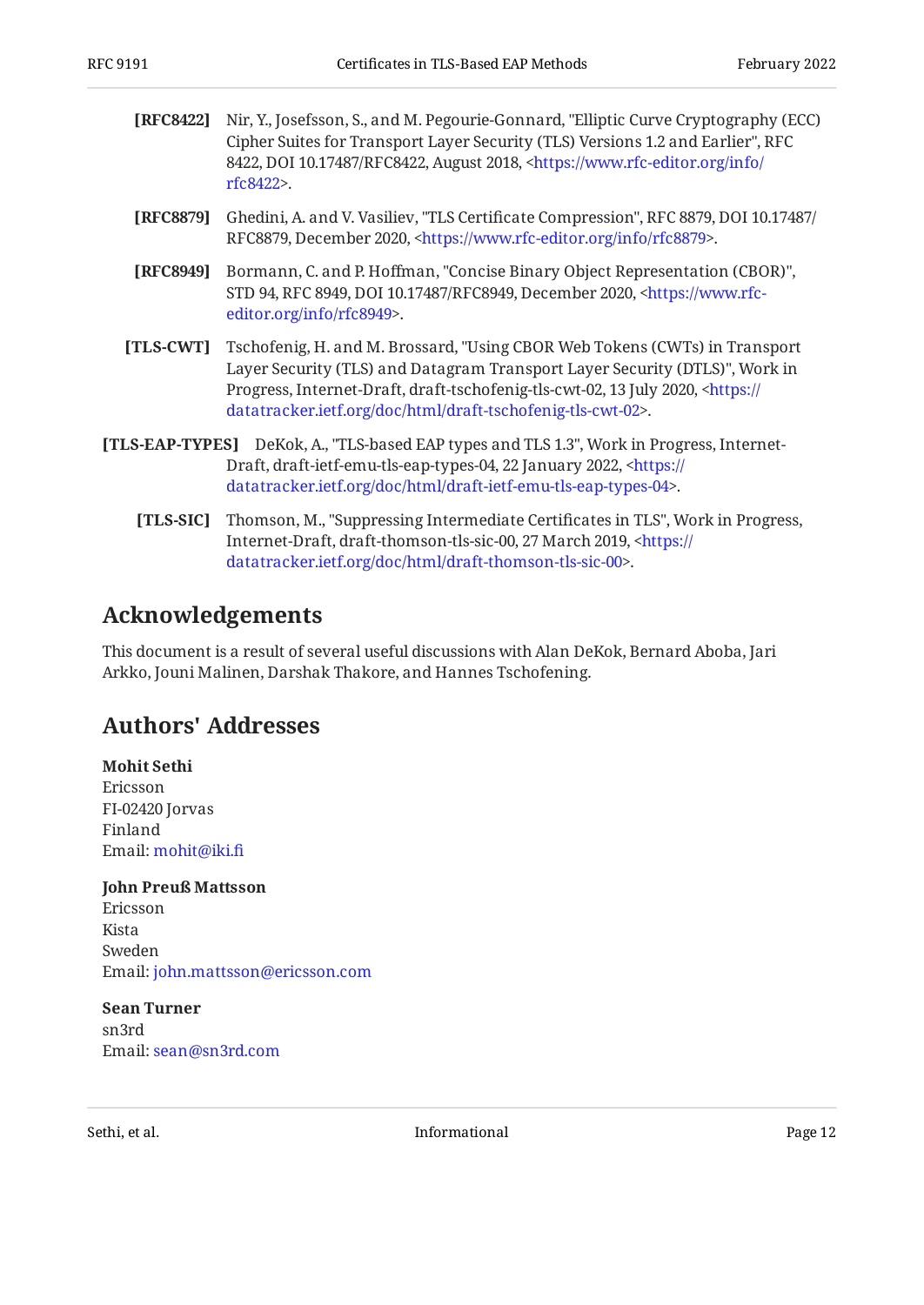**[RFC8422]** Nir, Y., Josefsson, S., and M. Pegourie-Gonnard, "Elliptic Curve Cryptography (ECC) Cipher Suites for Transport Layer Security (TLS) Versions 1.2 and Earlier", RFC 8422, DOI 10.17487/RFC8422, August 2018, <https://www.rfc-editor.org/info/rfc8422>.

**[RFC8879]** Ghedini, A. and V. Vasiliev, "TLS Certificate Compression", RFC 8879, DOI 10.17487/RFC8879, December 2020, <https://www.rfc-editor.org/info/rfc8879>.

**[RFC8949]** Bormann, C. and P. Hoffman, "Concise Binary Object Representation (CBOR)", STD 94, RFC 8949, DOI 10.17487/RFC8949, December 2020, <https://www.rfc-editor.org/info/rfc8949>.

**[TLS-CWT]** Tschofenig, H. and M. Brossard, "Using CBOR Web Tokens (CWTs) in Transport Layer Security (TLS) and Datagram Transport Layer Security (DTLS)", Work in Progress, Internet-Draft, draft-tschofenig-tls-cwt-02, 13 July 2020, <https://datatracker.ietf.org/doc/html/draft-tschofenig-tls-cwt-02>.

**[TLS-EAP-TYPES]** DeKok, A., "TLS-based EAP types and TLS 1.3", Work in Progress, Internet-Draft, draft-ietf-emu-tls-eap-types-04, 22 January 2022, <https://datatracker.ietf.org/doc/html/draft-ietf-emu-tls-eap-types-04>.

**[TLS-SIC]** Thomson, M., "Suppressing Intermediate Certificates in TLS", Work in Progress, Internet-Draft, draft-thomson-tls-sic-00, 27 March 2019, <https://datatracker.ietf.org/doc/html/draft-thomson-tls-sic-00>.

## Acknowledgements

This document is a result of several useful discussions with Alan DeKok, Bernard Aboba, Jari Arkko, Jouni Malinen, Darshak Thakore, and Hannes Tschofening.

## Authors' Addresses

**Mohit Sethi**
Ericsson
FI-02420 Jorvas
Finland
Email: mohit@iki.fi

**John Preuß Mattsson**
Ericsson
Kista
Sweden
Email: john.mattsson@ericsson.com

**Sean Turner**
sn3rd
Email: sean@sn3rd.com